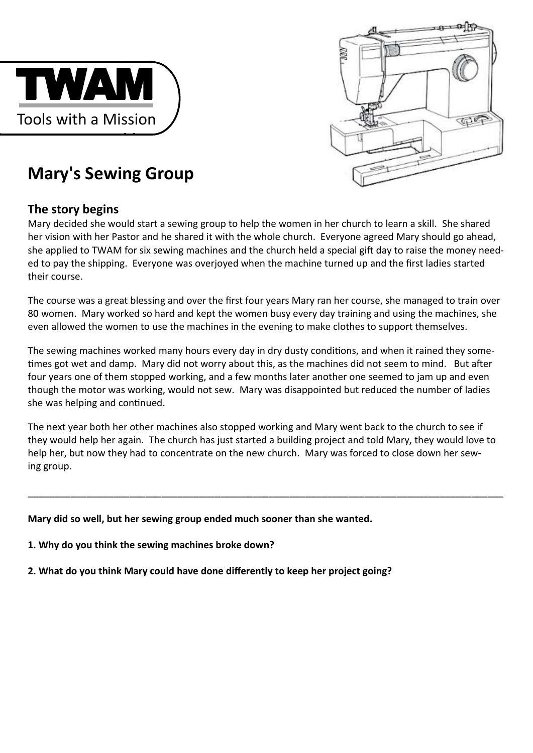TWAM

Tools with a Mission

# Mary's Sewing Group

## The story begins

Mary decided she would start a sewing group to help the women in her church to learn a skill. She shared her vision with her Pastor and he shared it with the whole church. Everyone agreed Mary should go ahead, she applied to TWAM for six sewing machines and the church held a special gift day to raise the money needed to pay the shipping. Everyone was overjoyed when the machine turned up and the first ladies started their course.

The course was a great blessing and over the first four years Mary ran her course, she managed to train over 80 women. Mary worked so hard and kept the women busy every day training and using the machines, she even allowed the women to use the machines in the evening to make clothes to support themselves.

The sewing machines worked many hours every day in dry dusty conditions, and when it rained they sometimes got wet and damp. Mary did not worry about this, as the machines did not seem to mind. But after four years one of them stopped working, and a few months later another one seemed to jam up and even though the motor was working, would not sew. Mary was disappointed but reduced the number of ladies she was helping and continued.

The next year both her other machines also stopped working and Mary went back to the church to see if they would help her again. The church has just started a building project and told Mary, they would love to help her, but now they had to concentrate on the new church. Mary was forced to close down her sewing group.

---

**Mary did so well, but her sewing group ended much sooner than she wanted.**

**1. Why do you think the sewing machines broke down?**

**2. What do you think Mary could have done differently to keep her project going?**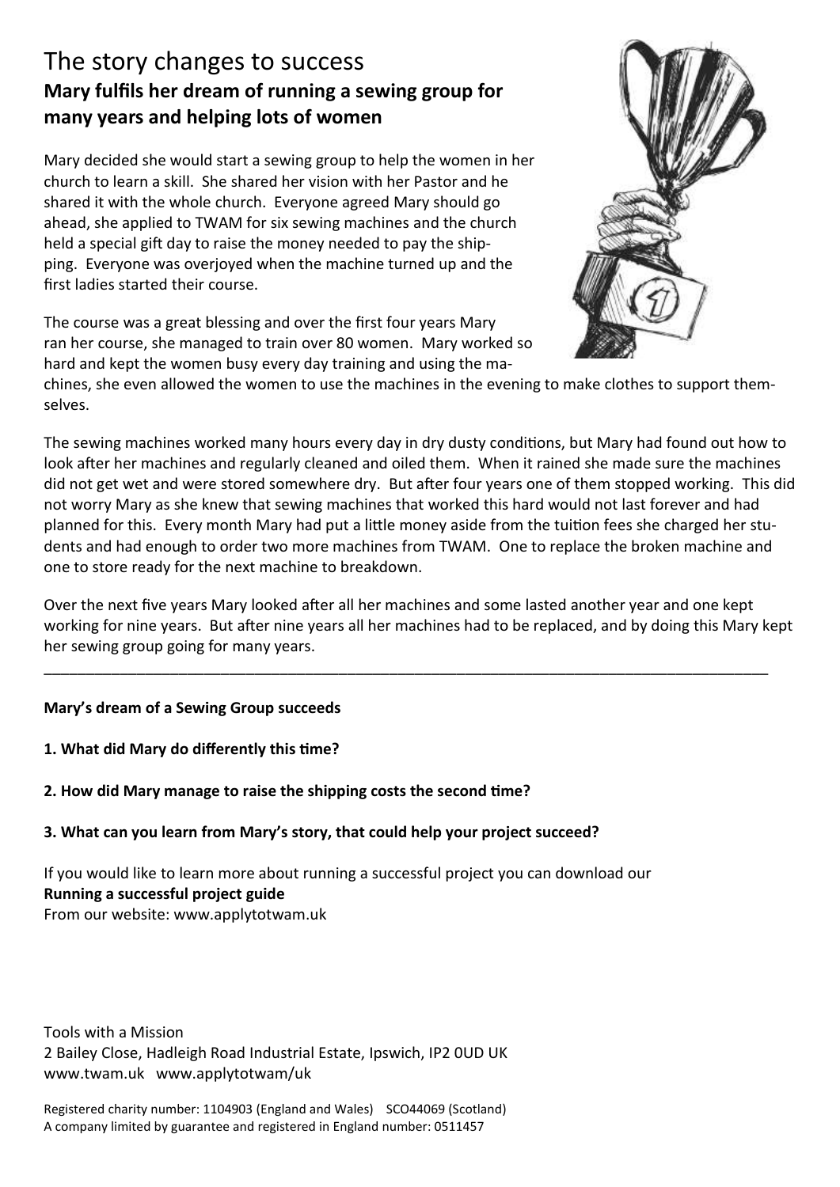# The story changes to success

## Mary fulfils her dream of running a sewing group for many years and helping lots of women

Mary decided she would start a sewing group to help the women in her church to learn a skill. She shared her vision with her Pastor and he shared it with the whole church. Everyone agreed Mary should go ahead, she applied to TWAM for six sewing machines and the church held a special gift day to raise the money needed to pay the shipping. Everyone was overjoyed when the machine turned up and the first ladies started their course.

The course was a great blessing and over the first four years Mary ran her course, she managed to train over 80 women. Mary worked so hard and kept the women busy every day training and using the machines, she even allowed the women to use the machines in the evening to make clothes to support themselves.

The sewing machines worked many hours every day in dry dusty conditions, but Mary had found out how to look after her machines and regularly cleaned and oiled them. When it rained she made sure the machines did not get wet and were stored somewhere dry. But after four years one of them stopped working. This did not worry Mary as she knew that sewing machines that worked this hard would not last forever and had planned for this. Every month Mary had put a little money aside from the tuition fees she charged her students and had enough to order two more machines from TWAM. One to replace the broken machine and one to store ready for the next machine to breakdown.

Over the next five years Mary looked after all her machines and some lasted another year and one kept working for nine years. But after nine years all her machines had to be replaced, and by doing this Mary kept her sewing group going for many years.

---

**Mary's dream of a Sewing Group succeeds**

**1. What did Mary do differently this time?**

**2. How did Mary manage to raise the shipping costs the second time?**

**3. What can you learn from Mary's story, that could help your project succeed?**

If you would like to learn more about running a successful project you can download our
**Running a successful project guide**
From our website: www.applytotwam.uk

Tools with a Mission
2 Bailey Close, Hadleigh Road Industrial Estate, Ipswich, IP2 0UD UK
www.twam.uk www.applytotwam/uk

Registered charity number: 1104903 (England and Wales) SCO44069 (Scotland)
A company limited by guarantee and registered in England number: 0511457